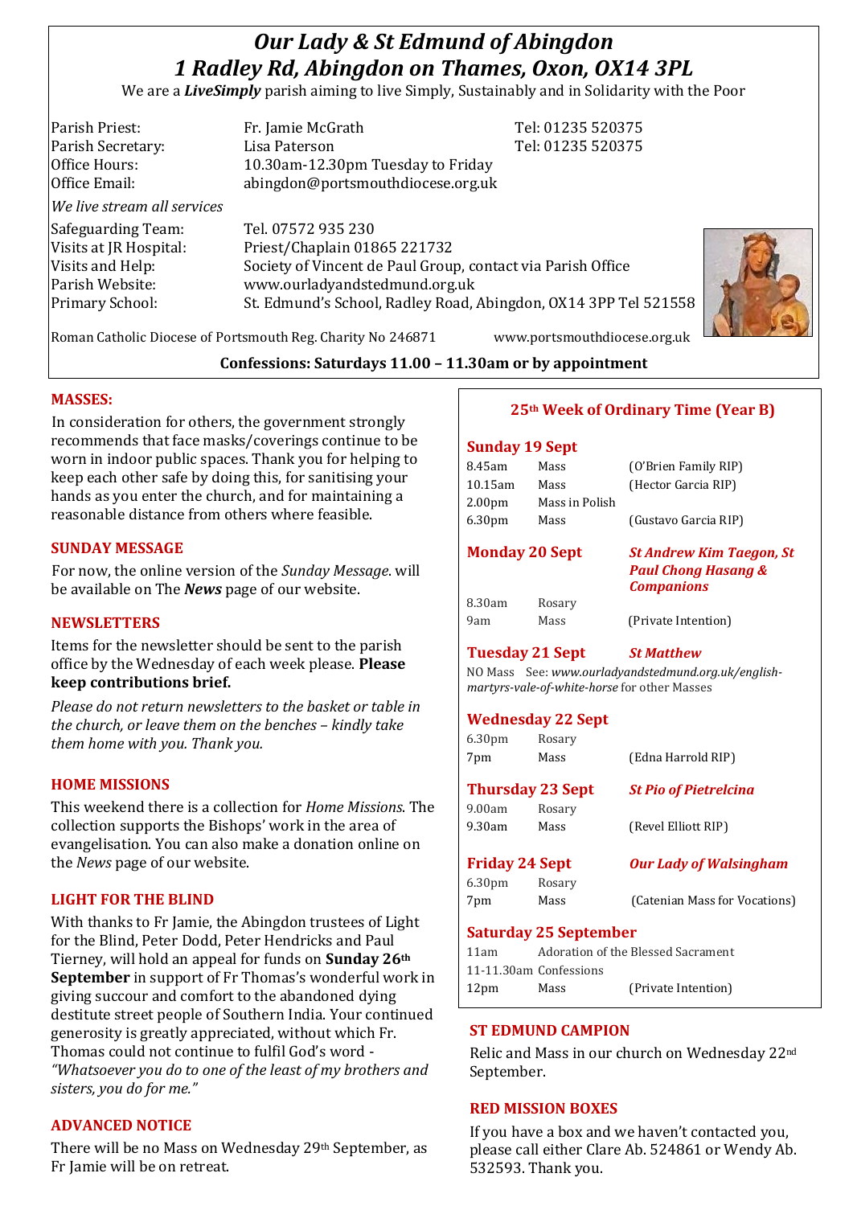# *Our Lady & St Edmund of Abingdon*
# *1 Radley Rd, Abingdon on Thames, Oxon, OX14 3PL*

We are a ***LiveSimply*** parish aiming to live Simply, Sustainably and in Solidarity with the Poor

| | | |
|---|---|---|
| Parish Priest: | Fr. Jamie McGrath | Tel: 01235 520375 |
| Parish Secretary: | Lisa Paterson | Tel: 01235 520375 |
| Office Hours: | 10.30am-12.30pm Tuesday to Friday | |
| Office Email: | abingdon@portsmouthdiocese.org.uk | |

*We live stream all services*

| | |
|---|---|
| Safeguarding Team: | Tel. 07572 935 230 |
| Visits at JR Hospital: | Priest/Chaplain 01865 221732 |
| Visits and Help: | Society of Vincent de Paul Group, contact via Parish Office |
| Parish Website: | www.ourladyandstedmund.org.uk |
| Primary School: | St. Edmund's School, Radley Road, Abingdon, OX14 3PP Tel 521558 |

Roman Catholic Diocese of Portsmouth Reg. Charity No 246871 www.portsmouthdiocese.org.uk

**Confessions: Saturdays 11.00 – 11.30am or by appointment**

## MASSES:

In consideration for others, the government strongly recommends that face masks/coverings continue to be worn in indoor public spaces. Thank you for helping to keep each other safe by doing this, for sanitising your hands as you enter the church, and for maintaining a reasonable distance from others where feasible.

## SUNDAY MESSAGE

For now, the online version of the *Sunday Message*. will be available on The ***News*** page of our website.

## NEWSLETTERS

Items for the newsletter should be sent to the parish office by the Wednesday of each week please. **Please keep contributions brief.**

*Please do not return newsletters to the basket or table in the church, or leave them on the benches – kindly take them home with you. Thank you.*

## HOME MISSIONS

This weekend there is a collection for *Home Missions*. The collection supports the Bishops' work in the area of evangelisation. You can also make a donation online on the *News* page of our website.

## LIGHT FOR THE BLIND

With thanks to Fr Jamie, the Abingdon trustees of Light for the Blind, Peter Dodd, Peter Hendricks and Paul Tierney, will hold an appeal for funds on **Sunday 26th September** in support of Fr Thomas's wonderful work in giving succour and comfort to the abandoned dying destitute street people of Southern India. Your continued generosity is greatly appreciated, without which Fr. Thomas could not continue to fulfil God's word - *"Whatsoever you do to one of the least of my brothers and sisters, you do for me."*

## ADVANCED NOTICE

There will be no Mass on Wednesday 29th September, as Fr Jamie will be on retreat.

## 25th Week of Ordinary Time (Year B)

**Sunday 19 Sept**

| | | |
|---|---|---|
| 8.45am | Mass | (O'Brien Family RIP) |
| 10.15am | Mass | (Hector Garcia RIP) |
| 2.00pm | Mass in Polish | |
| 6.30pm | Mass | (Gustavo Garcia RIP) |

**Monday 20 Sept** — ***St Andrew Kim Taegon, St Paul Chong Hasang & Companions***

| | | |
|---|---|---|
| 8.30am | Rosary | |
| 9am | Mass | (Private Intention) |

**Tuesday 21 Sept** — ***St Matthew***

NO Mass See: *www.ourladyandstedmund.org.uk/english-martyrs-vale-of-white-horse* for other Masses

**Wednesday 22 Sept**

| | | |
|---|---|---|
| 6.30pm | Rosary | |
| 7pm | Mass | (Edna Harrold RIP) |

**Thursday 23 Sept** — ***St Pio of Pietrelcina***

| | | |
|---|---|---|
| 9.00am | Rosary | |
| 9.30am | Mass | (Revel Elliott RIP) |

**Friday 24 Sept** — ***Our Lady of Walsingham***

| | | |
|---|---|---|
| 6.30pm | Rosary | |
| 7pm | Mass | (Catenian Mass for Vocations) |

**Saturday 25 September**

| | | |
|---|---|---|
| 11am | Adoration of the Blessed Sacrament | |
| 11-11.30am | Confessions | |
| 12pm | Mass | (Private Intention) |

## ST EDMUND CAMPION

Relic and Mass in our church on Wednesday 22nd September.

## RED MISSION BOXES

If you have a box and we haven't contacted you, please call either Clare Ab. 524861 or Wendy Ab. 532593. Thank you.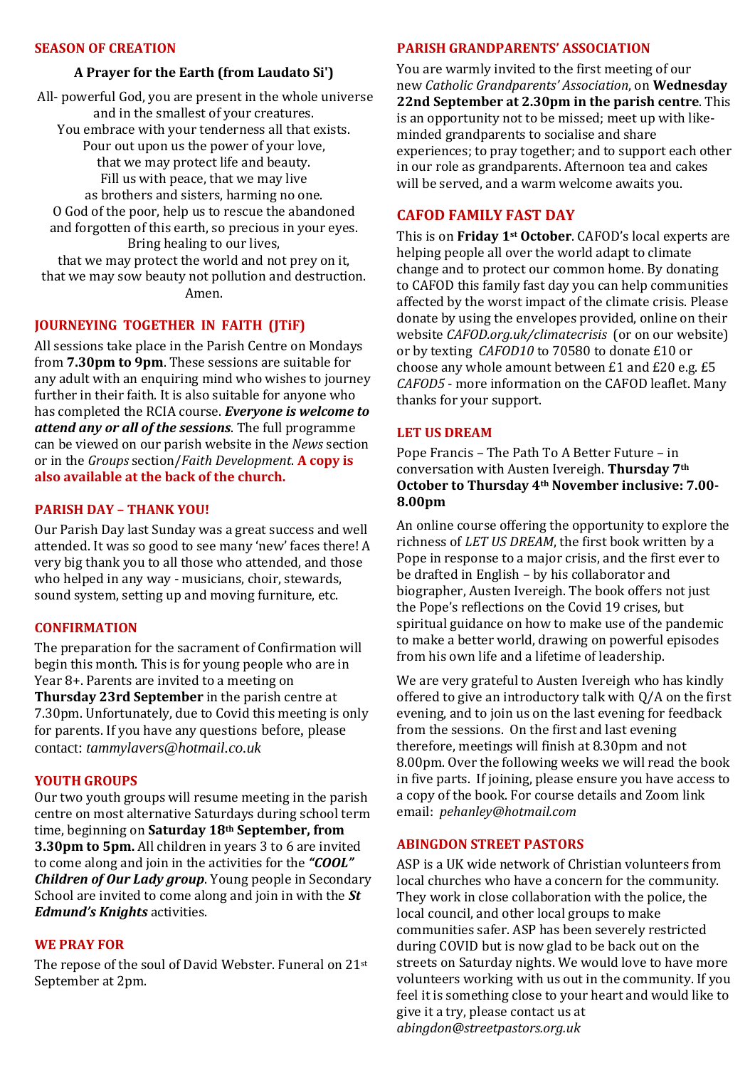## SEASON OF CREATION

### A Prayer for the Earth (from Laudato Si')

All- powerful God, you are present in the whole universe
and in the smallest of your creatures.
You embrace with your tenderness all that exists.
Pour out upon us the power of your love,
that we may protect life and beauty.
Fill us with peace, that we may live
as brothers and sisters, harming no one.
O God of the poor, help us to rescue the abandoned
and forgotten of this earth, so precious in your eyes.
Bring healing to our lives,
that we may protect the world and not prey on it,
that we may sow beauty not pollution and destruction.
Amen.

## JOURNEYING TOGETHER IN FAITH (JTiF)

All sessions take place in the Parish Centre on Mondays from **7.30pm to 9pm**. These sessions are suitable for any adult with an enquiring mind who wishes to journey further in their faith. It is also suitable for anyone who has completed the RCIA course. ***Everyone is welcome to attend any or all of the sessions***. The full programme can be viewed on our parish website in the *News* section or in the *Groups* section/*Faith Development*. **A copy is also available at the back of the church.**

## PARISH DAY – THANK YOU!

Our Parish Day last Sunday was a great success and well attended. It was so good to see many 'new' faces there! A very big thank you to all those who attended, and those who helped in any way - musicians, choir, stewards, sound system, setting up and moving furniture, etc.

## CONFIRMATION

The preparation for the sacrament of Confirmation will begin this month. This is for young people who are in Year 8+. Parents are invited to a meeting on **Thursday 23rd September** in the parish centre at 7.30pm. Unfortunately, due to Covid this meeting is only for parents. If you have any questions before, please contact: *tammylavers@hotmail.co.uk*

## YOUTH GROUPS

Our two youth groups will resume meeting in the parish centre on most alternative Saturdays during school term time, beginning on **Saturday 18th September, from 3.30pm to 5pm.** All children in years 3 to 6 are invited to come along and join in the activities for the ***"COOL" Children of Our Lady group***. Young people in Secondary School are invited to come along and join in with the ***St Edmund's Knights*** activities.

## WE PRAY FOR

The repose of the soul of David Webster. Funeral on 21st September at 2pm.

## PARISH GRANDPARENTS' ASSOCIATION

You are warmly invited to the first meeting of our new *Catholic Grandparents' Association*, on **Wednesday 22nd September at 2.30pm in the parish centre**. This is an opportunity not to be missed; meet up with like-minded grandparents to socialise and share experiences; to pray together; and to support each other in our role as grandparents. Afternoon tea and cakes will be served, and a warm welcome awaits you.

## CAFOD FAMILY FAST DAY

This is on **Friday 1st October**. CAFOD's local experts are helping people all over the world adapt to climate change and to protect our common home. By donating to CAFOD this family fast day you can help communities affected by the worst impact of the climate crisis. Please donate by using the envelopes provided, online on their website *CAFOD.org.uk/climatecrisis* (or on our website) or by texting *CAFOD10* to 70580 to donate £10 or choose any whole amount between £1 and £20 e.g. £5 *CAFOD5* - more information on the CAFOD leaflet. Many thanks for your support.

## LET US DREAM

Pope Francis – The Path To A Better Future – in conversation with Austen Ivereigh. **Thursday 7th October to Thursday 4th November inclusive: 7.00-8.00pm**

An online course offering the opportunity to explore the richness of *LET US DREAM*, the first book written by a Pope in response to a major crisis, and the first ever to be drafted in English – by his collaborator and biographer, Austen Ivereigh. The book offers not just the Pope's reflections on the Covid 19 crises, but spiritual guidance on how to make use of the pandemic to make a better world, drawing on powerful episodes from his own life and a lifetime of leadership.

We are very grateful to Austen Ivereigh who has kindly offered to give an introductory talk with Q/A on the first evening, and to join us on the last evening for feedback from the sessions. On the first and last evening therefore, meetings will finish at 8.30pm and not 8.00pm. Over the following weeks we will read the book in five parts. If joining, please ensure you have access to a copy of the book. For course details and Zoom link email: *pehanley@hotmail.com*

## ABINGDON STREET PASTORS

ASP is a UK wide network of Christian volunteers from local churches who have a concern for the community. They work in close collaboration with the police, the local council, and other local groups to make communities safer. ASP has been severely restricted during COVID but is now glad to be back out on the streets on Saturday nights. We would love to have more volunteers working with us out in the community. If you feel it is something close to your heart and would like to give it a try, please contact us at *abingdon@streetpastors.org.uk*